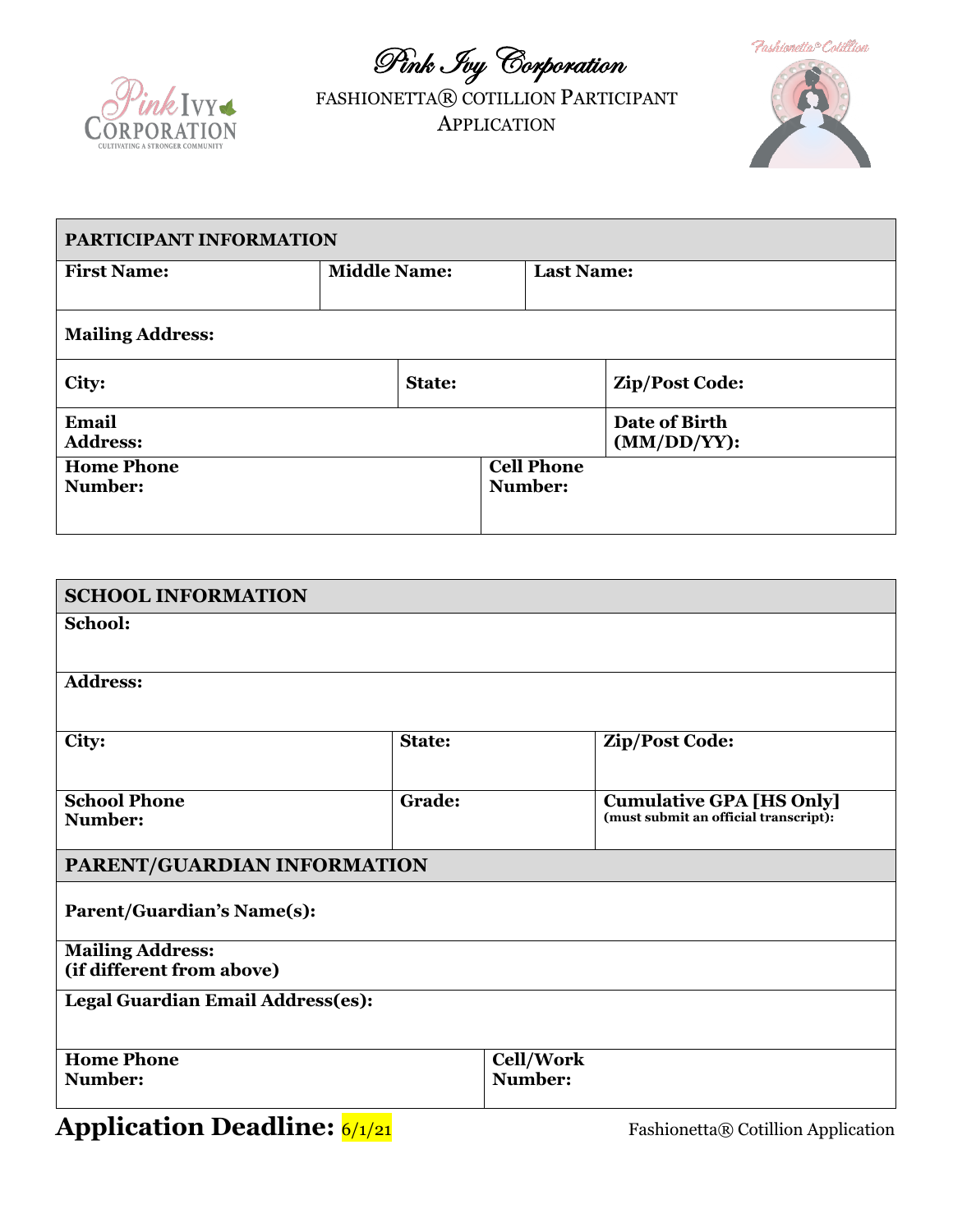# Pink Ivy Corporation

## FASHIONETTA® COTILLION PARTICIPANT APPLICATION

| PARTICIPANT INFORMATION | | |
|---|---|---|
| First Name: | Middle Name: | Last Name: |
| Mailing Address: | | |
| City: | State: | Zip/Post Code: |
| Email Address: | | Date of Birth (MM/DD/YY): |
| Home Phone Number: | Cell Phone Number: | |

| SCHOOL INFORMATION | | |
|---|---|---|
| School: | | |
| Address: | | |
| City: | State: | Zip/Post Code: |
| School Phone Number: | Grade: | Cumulative GPA [HS Only] (must submit an official transcript): |

| PARENT/GUARDIAN INFORMATION | |
|---|---|
| Parent/Guardian's Name(s): | |
| Mailing Address: (if different from above) | |
| Legal Guardian Email Address(es): | |
| Home Phone Number: | Cell/Work Number: |

**Application Deadline:** 6/1/21

Fashionetta® Cotillion Application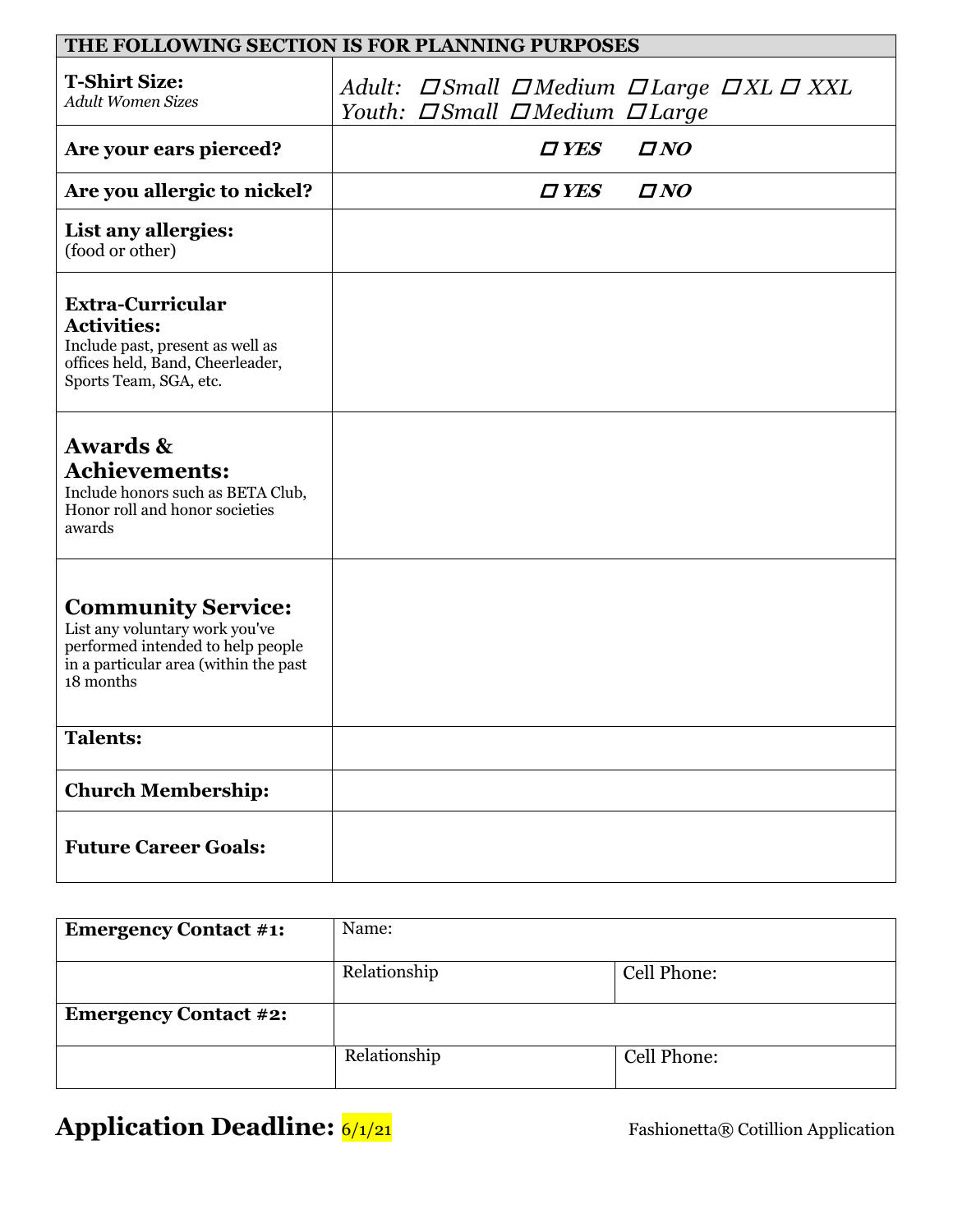| THE FOLLOWING SECTION IS FOR PLANNING PURPOSES | |
|---|---|
| **T-Shirt Size:** *Adult Women Sizes* | *Adult: ☐ Small ☐ Medium ☐ Large ☐ XL ☐ XXL* *Youth: ☐ Small ☐ Medium ☐ Large* |
| **Are your ears pierced?** | ***☐ YES ☐ NO*** |
| **Are you allergic to nickel?** | ***☐ YES ☐ NO*** |
| **List any allergies:** (food or other) | |
| **Extra-Curricular Activities:** Include past, present as well as offices held, Band, Cheerleader, Sports Team, SGA, etc. | |
| **Awards & Achievements:** Include honors such as BETA Club, Honor roll and honor societies awards | |
| **Community Service:** List any voluntary work you've performed intended to help people in a particular area (within the past 18 months | |
| **Talents:** | |
| **Church Membership:** | |
| **Future Career Goals:** | |

| **Emergency Contact #1:** | Name: | |
|---|---|---|
| | Relationship | Cell Phone: |
| **Emergency Contact #2:** | | |
| | Relationship | Cell Phone: |

**Application Deadline:** 6/1/21

Fashionetta® Cotillion Application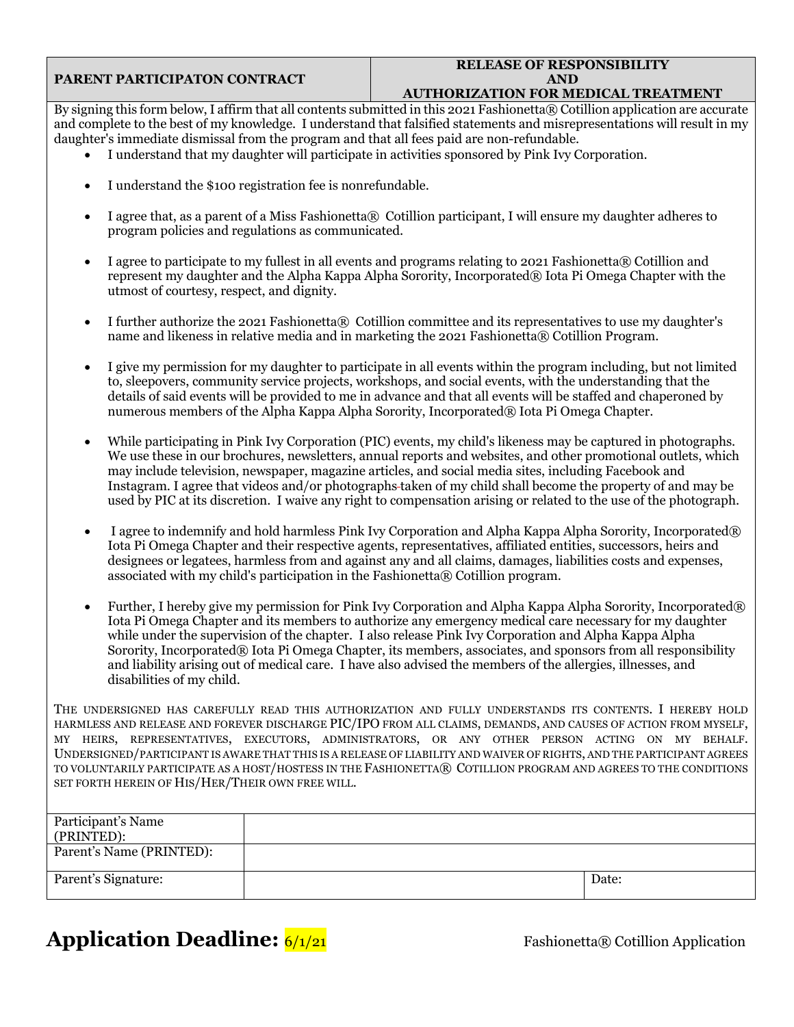| PARENT PARTICIPATON CONTRACT | RELEASE OF RESPONSIBILITY AND AUTHORIZATION FOR MEDICAL TREATMENT |
|---|---|

By signing this form below, I affirm that all contents submitted in this 2021 Fashionetta® Cotillion application are accurate and complete to the best of my knowledge. I understand that falsified statements and misrepresentations will result in my daughter's immediate dismissal from the program and that all fees paid are non-refundable.

- I understand that my daughter will participate in activities sponsored by Pink Ivy Corporation.
- I understand the $100 registration fee is nonrefundable.
- I agree that, as a parent of a Miss Fashionetta® Cotillion participant, I will ensure my daughter adheres to program policies and regulations as communicated.
- I agree to participate to my fullest in all events and programs relating to 2021 Fashionetta® Cotillion and represent my daughter and the Alpha Kappa Alpha Sorority, Incorporated® Iota Pi Omega Chapter with the utmost of courtesy, respect, and dignity.
- I further authorize the 2021 Fashionetta® Cotillion committee and its representatives to use my daughter's name and likeness in relative media and in marketing the 2021 Fashionetta® Cotillion Program.
- I give my permission for my daughter to participate in all events within the program including, but not limited to, sleepovers, community service projects, workshops, and social events, with the understanding that the details of said events will be provided to me in advance and that all events will be staffed and chaperoned by numerous members of the Alpha Kappa Alpha Sorority, Incorporated® Iota Pi Omega Chapter.
- While participating in Pink Ivy Corporation (PIC) events, my child's likeness may be captured in photographs. We use these in our brochures, newsletters, annual reports and websites, and other promotional outlets, which may include television, newspaper, magazine articles, and social media sites, including Facebook and Instagram. I agree that videos and/or photographs taken of my child shall become the property of and may be used by PIC at its discretion. I waive any right to compensation arising or related to the use of the photograph.
- I agree to indemnify and hold harmless Pink Ivy Corporation and Alpha Kappa Alpha Sorority, Incorporated® Iota Pi Omega Chapter and their respective agents, representatives, affiliated entities, successors, heirs and designees or legatees, harmless from and against any and all claims, damages, liabilities costs and expenses, associated with my child's participation in the Fashionetta® Cotillion program.
- Further, I hereby give my permission for Pink Ivy Corporation and Alpha Kappa Alpha Sorority, Incorporated® Iota Pi Omega Chapter and its members to authorize any emergency medical care necessary for my daughter while under the supervision of the chapter. I also release Pink Ivy Corporation and Alpha Kappa Alpha Sorority, Incorporated® Iota Pi Omega Chapter, its members, associates, and sponsors from all responsibility and liability arising out of medical care. I have also advised the members of the allergies, illnesses, and disabilities of my child.

THE UNDERSIGNED HAS CAREFULLY READ THIS AUTHORIZATION AND FULLY UNDERSTANDS ITS CONTENTS. I HEREBY HOLD HARMLESS AND RELEASE AND FOREVER DISCHARGE PIC/IPO FROM ALL CLAIMS, DEMANDS, AND CAUSES OF ACTION FROM MYSELF, MY HEIRS, REPRESENTATIVES, EXECUTORS, ADMINISTRATORS, OR ANY OTHER PERSON ACTING ON MY BEHALF. UNDERSIGNED/PARTICIPANT IS AWARE THAT THIS IS A RELEASE OF LIABILITY AND WAIVER OF RIGHTS, AND THE PARTICIPANT AGREES TO VOLUNTARILY PARTICIPATE AS A HOST/HOSTESS IN THE FASHIONETTA® COTILLION PROGRAM AND AGREES TO THE CONDITIONS SET FORTH HEREIN OF HIS/HER/THEIR OWN FREE WILL.

| | | |
|---|---|---|
| Participant's Name (PRINTED): | | |
| Parent's Name (PRINTED): | | |
| Parent's Signature: | | Date: |

# Application Deadline: 6/1/21

Fashionetta® Cotillion Application